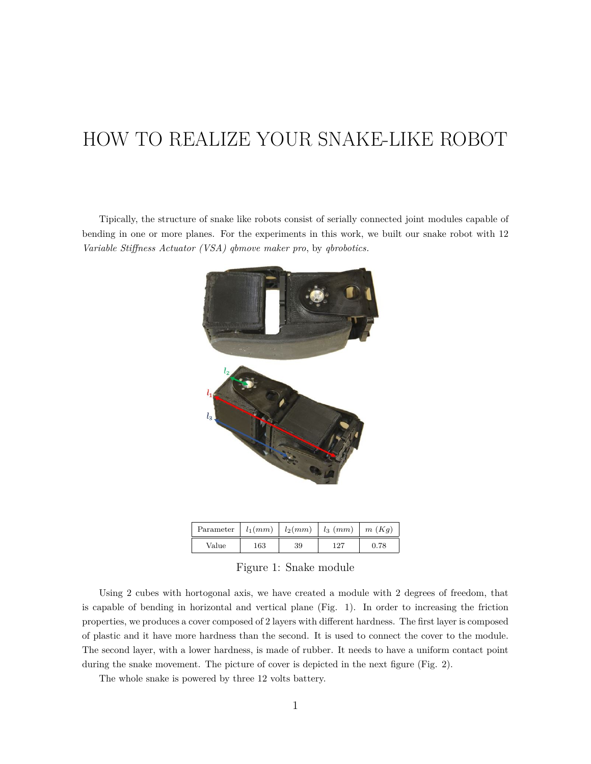# HOW TO REALIZE YOUR SNAKE-LIKE ROBOT

Tipically, the structure of snake like robots consist of serially connected joint modules capable of bending in one or more planes. For the experiments in this work, we built our snake robot with 12 *Variable Stiffness Actuator (VSA) qbmove maker pro*, by *qbrobotics*.

| Parameter | $l_1 (mm)$ | $l_2 (mm)$ | $l_3$ $(mm)$ | $m$ $(Kg)$ |
|---|---|---|---|---|
| Value | 163 | 39 | 127 | 0.78 |

Figure 1: Snake module

Using 2 cubes with hortogonal axis, we have created a module with 2 degrees of freedom, that is capable of bending in horizontal and vertical plane (Fig. 1). In order to increasing the friction properties, we produces a cover composed of 2 layers with different hardness. The first layer is composed of plastic and it have more hardness than the second. It is used to connect the cover to the module. The second layer, with a lower hardness, is made of rubber. It needs to have a uniform contact point during the snake movement. The picture of cover is depicted in the next figure (Fig. 2).

The whole snake is powered by three 12 volts battery.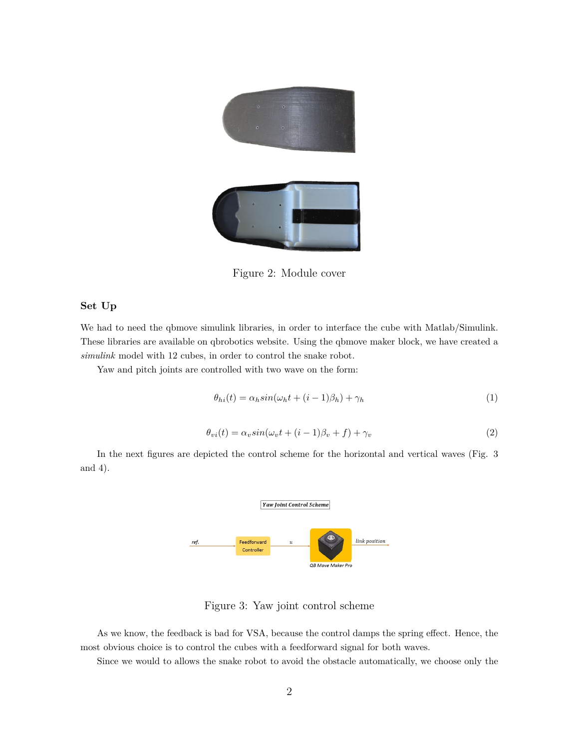Figure 2: Module cover

### Set Up

We had to need the qbmove simulink libraries, in order to interface the cube with Matlab/Simulink. These libraries are available on qbrobotics website. Using the qbmove maker block, we have created a *simulink* model with 12 cubes, in order to control the snake robot.

Yaw and pitch joints are controlled with two wave on the form:

$$\theta_{hi}(t) = \alpha_h sin(\omega_h t + (i-1)\beta_h) + \gamma_h \tag{1}$$

$$\theta_{vi}(t) = \alpha_v sin(\omega_v t + (i-1)\beta_v + f) + \gamma_v \tag{2}$$

In the next figures are depicted the control scheme for the horizontal and vertical waves (Fig. 3 and 4).

Figure 3: Yaw joint control scheme

As we know, the feedback is bad for VSA, because the control damps the spring effect. Hence, the most obvious choice is to control the cubes with a feedforward signal for both waves.

Since we would to allows the snake robot to avoid the obstacle automatically, we choose only the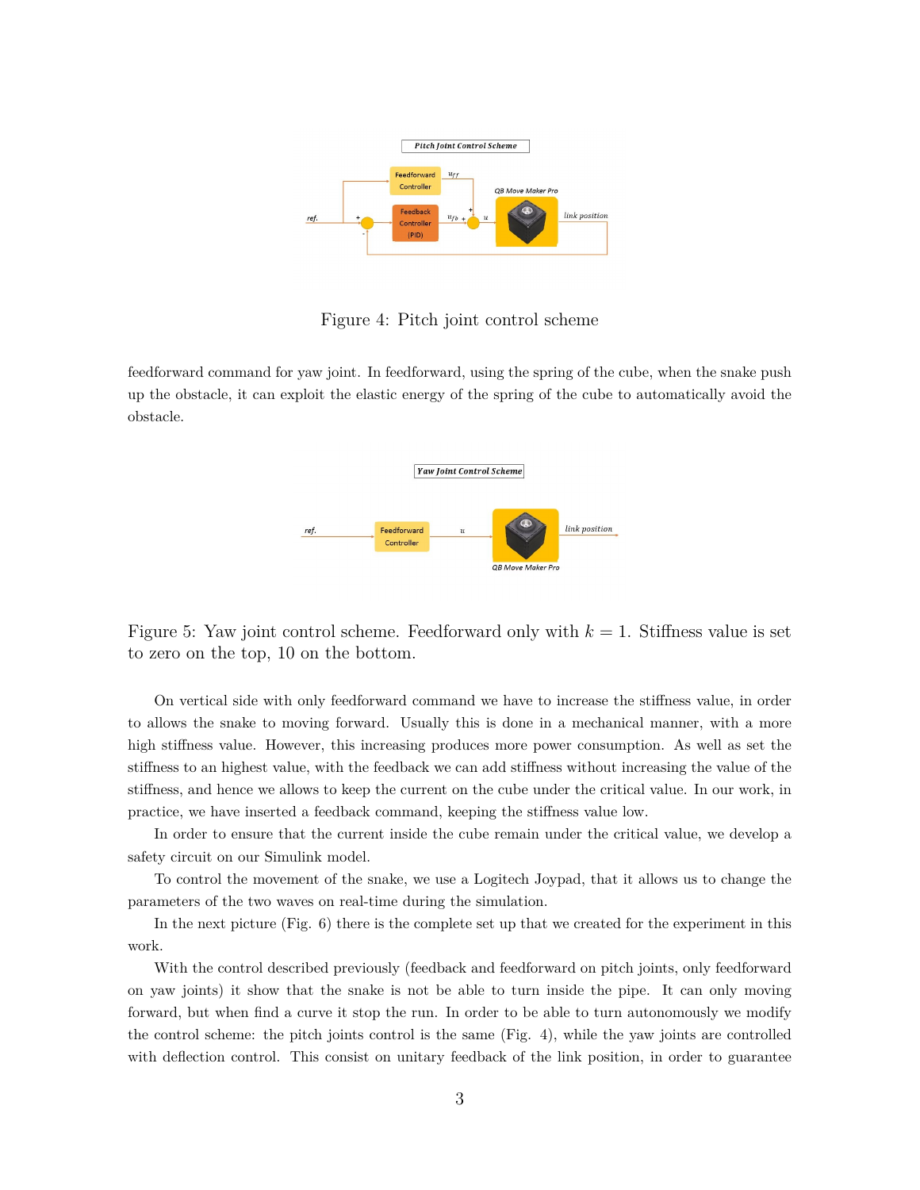Figure 4: Pitch joint control scheme

feedforward command for yaw joint. In feedforward, using the spring of the cube, when the snake push up the obstacle, it can exploit the elastic energy of the spring of the cube to automatically avoid the obstacle.

Figure 5: Yaw joint control scheme. Feedforward only with $k = 1$. Stiffness value is set to zero on the top, 10 on the bottom.

On vertical side with only feedforward command we have to increase the stiffness value, in order to allows the snake to moving forward. Usually this is done in a mechanical manner, with a more high stiffness value. However, this increasing produces more power consumption. As well as set the stiffness to an highest value, with the feedback we can add stiffness without increasing the value of the stiffness, and hence we allows to keep the current on the cube under the critical value. In our work, in practice, we have inserted a feedback command, keeping the stiffness value low.

In order to ensure that the current inside the cube remain under the critical value, we develop a safety circuit on our Simulink model.

To control the movement of the snake, we use a Logitech Joypad, that it allows us to change the parameters of the two waves on real-time during the simulation.

In the next picture (Fig. 6) there is the complete set up that we created for the experiment in this work.

With the control described previously (feedback and feedforward on pitch joints, only feedforward on yaw joints) it show that the snake is not be able to turn inside the pipe. It can only moving forward, but when find a curve it stop the run. In order to be able to turn autonomously we modify the control scheme: the pitch joints control is the same (Fig. 4), while the yaw joints are controlled with deflection control. This consist on unitary feedback of the link position, in order to guarantee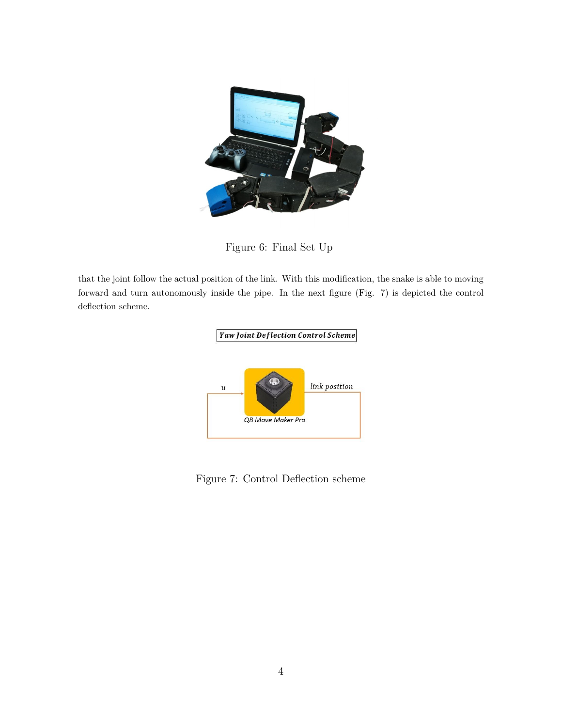Figure 6: Final Set Up

that the joint follow the actual position of the link. With this modification, the snake is able to moving forward and turn autonomously inside the pipe. In the next figure (Fig. 7) is depicted the control deflection scheme.

*Yaw Joint Deflection Control Scheme*

$u$

*link position*

*QB Move Maker Pro*

Figure 7: Control Deflection scheme